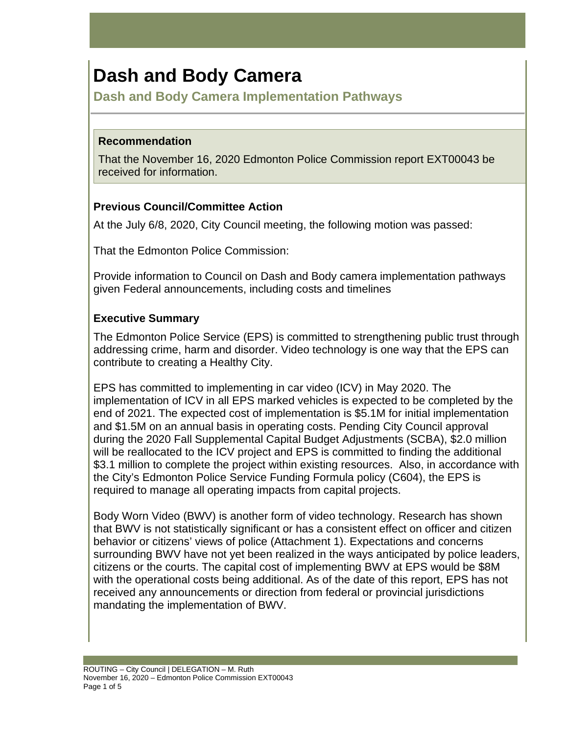# Dash and Body Camera

## Dash and Body Camera Implementation Pathways

### Recommendation

That the November 16, 2020 Edmonton Police Commission report EXT00043 be received for information.

### Previous Council/Committee Action

At the July 6/8, 2020, City Council meeting, the following motion was passed:

That the Edmonton Police Commission:

Provide information to Council on Dash and Body camera implementation pathways given Federal announcements, including costs and timelines

### Executive Summary

The Edmonton Police Service (EPS) is committed to strengthening public trust through addressing crime, harm and disorder. Video technology is one way that the EPS can contribute to creating a Healthy City.

EPS has committed to implementing in car video (ICV) in May 2020. The implementation of ICV in all EPS marked vehicles is expected to be completed by the end of 2021. The expected cost of implementation is $5.1M for initial implementation and $1.5M on an annual basis in operating costs. Pending City Council approval during the 2020 Fall Supplemental Capital Budget Adjustments (SCBA), $2.0 million will be reallocated to the ICV project and EPS is committed to finding the additional $3.1 million to complete the project within existing resources. Also, in accordance with the City's Edmonton Police Service Funding Formula policy (C604), the EPS is required to manage all operating impacts from capital projects.

Body Worn Video (BWV) is another form of video technology. Research has shown that BWV is not statistically significant or has a consistent effect on officer and citizen behavior or citizens' views of police (Attachment 1). Expectations and concerns surrounding BWV have not yet been realized in the ways anticipated by police leaders, citizens or the courts. The capital cost of implementing BWV at EPS would be $8M with the operational costs being additional. As of the date of this report, EPS has not received any announcements or direction from federal or provincial jurisdictions mandating the implementation of BWV.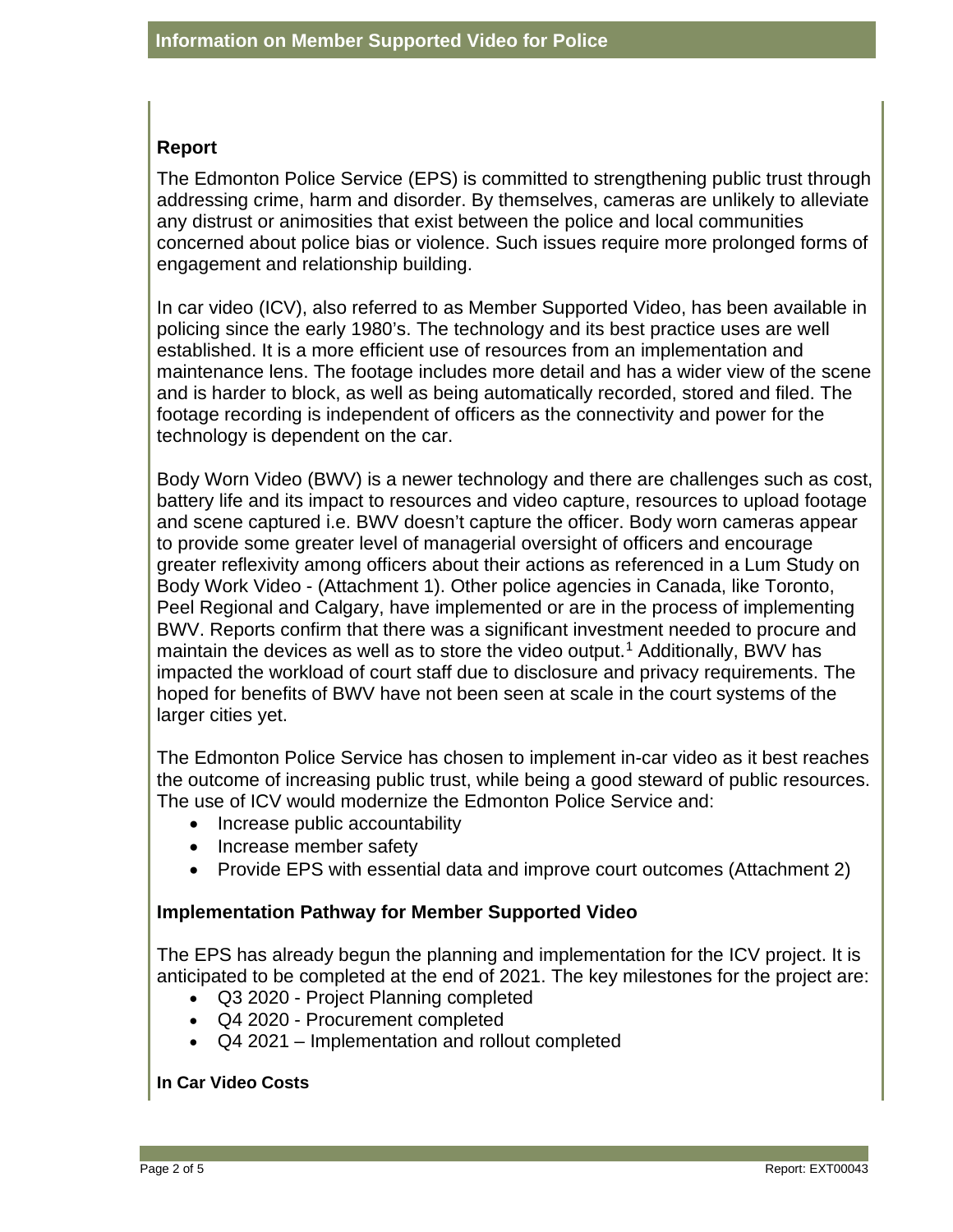## Report

The Edmonton Police Service (EPS) is committed to strengthening public trust through addressing crime, harm and disorder. By themselves, cameras are unlikely to alleviate any distrust or animosities that exist between the police and local communities concerned about police bias or violence. Such issues require more prolonged forms of engagement and relationship building.

In car video (ICV), also referred to as Member Supported Video, has been available in policing since the early 1980's. The technology and its best practice uses are well established. It is a more efficient use of resources from an implementation and maintenance lens. The footage includes more detail and has a wider view of the scene and is harder to block, as well as being automatically recorded, stored and filed. The footage recording is independent of officers as the connectivity and power for the technology is dependent on the car.

Body Worn Video (BWV) is a newer technology and there are challenges such as cost, battery life and its impact to resources and video capture, resources to upload footage and scene captured i.e. BWV doesn't capture the officer. Body worn cameras appear to provide some greater level of managerial oversight of officers and encourage greater reflexivity among officers about their actions as referenced in a Lum Study on Body Work Video - (Attachment 1). Other police agencies in Canada, like Toronto, Peel Regional and Calgary, have implemented or are in the process of implementing BWV. Reports confirm that there was a significant investment needed to procure and maintain the devices as well as to store the video output.[1] Additionally, BWV has impacted the workload of court staff due to disclosure and privacy requirements. The hoped for benefits of BWV have not been seen at scale in the court systems of the larger cities yet.

The Edmonton Police Service has chosen to implement in-car video as it best reaches the outcome of increasing public trust, while being a good steward of public resources. The use of ICV would modernize the Edmonton Police Service and:

- Increase public accountability
- Increase member safety
- Provide EPS with essential data and improve court outcomes (Attachment 2)

## Implementation Pathway for Member Supported Video

The EPS has already begun the planning and implementation for the ICV project. It is anticipated to be completed at the end of 2021. The key milestones for the project are:

- Q3 2020 - Project Planning completed
- Q4 2020 - Procurement completed
- Q4 2021 – Implementation and rollout completed

### In Car Video Costs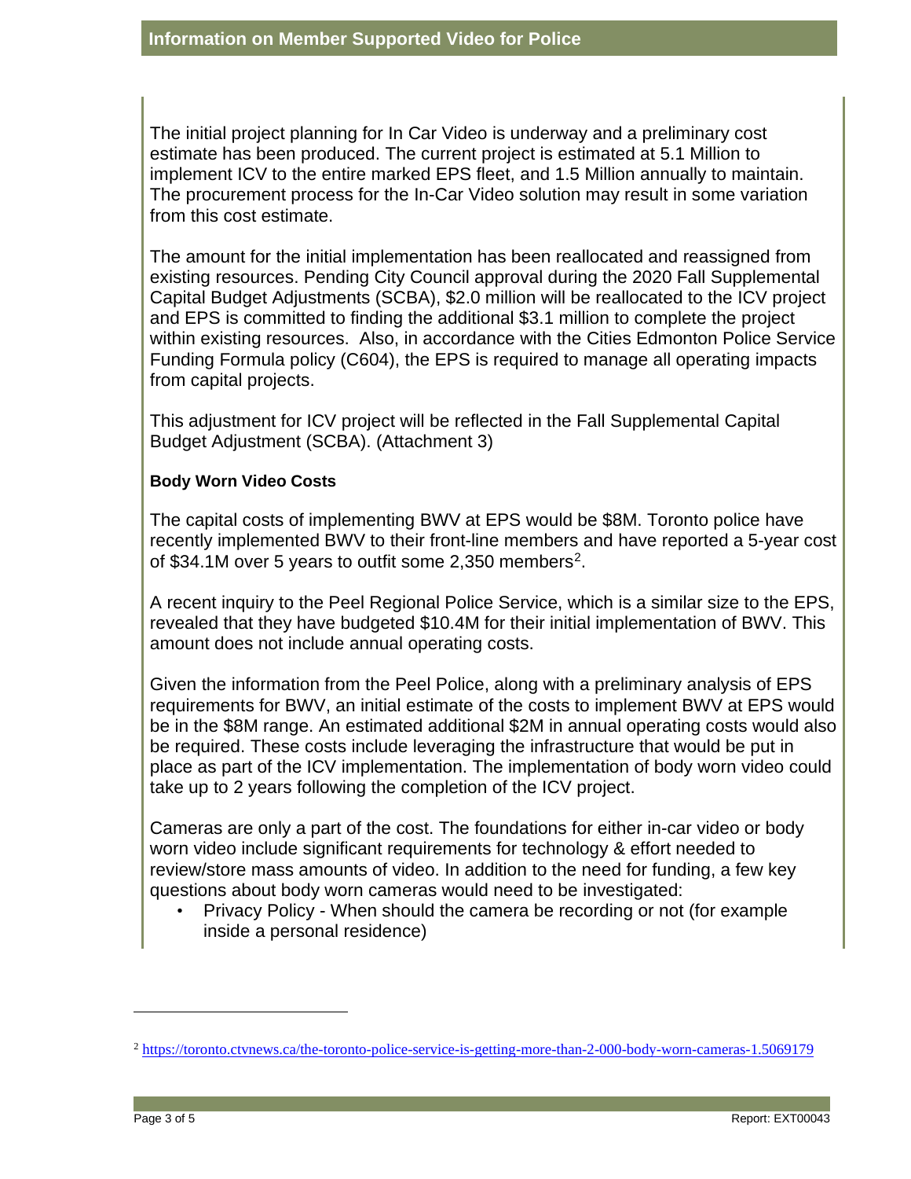The initial project planning for In Car Video is underway and a preliminary cost estimate has been produced. The current project is estimated at 5.1 Million to implement ICV to the entire marked EPS fleet, and 1.5 Million annually to maintain. The procurement process for the In-Car Video solution may result in some variation from this cost estimate.

The amount for the initial implementation has been reallocated and reassigned from existing resources. Pending City Council approval during the 2020 Fall Supplemental Capital Budget Adjustments (SCBA), $2.0 million will be reallocated to the ICV project and EPS is committed to finding the additional $3.1 million to complete the project within existing resources. Also, in accordance with the Cities Edmonton Police Service Funding Formula policy (C604), the EPS is required to manage all operating impacts from capital projects.

This adjustment for ICV project will be reflected in the Fall Supplemental Capital Budget Adjustment (SCBA). (Attachment 3)

**Body Worn Video Costs**

The capital costs of implementing BWV at EPS would be $8M. Toronto police have recently implemented BWV to their front-line members and have reported a 5-year cost of $34.1M over 5 years to outfit some 2,350 members[2].

A recent inquiry to the Peel Regional Police Service, which is a similar size to the EPS, revealed that they have budgeted $10.4M for their initial implementation of BWV. This amount does not include annual operating costs.

Given the information from the Peel Police, along with a preliminary analysis of EPS requirements for BWV, an initial estimate of the costs to implement BWV at EPS would be in the $8M range. An estimated additional $2M in annual operating costs would also be required. These costs include leveraging the infrastructure that would be put in place as part of the ICV implementation. The implementation of body worn video could take up to 2 years following the completion of the ICV project.

Cameras are only a part of the cost. The foundations for either in-car video or body worn video include significant requirements for technology & effort needed to review/store mass amounts of video. In addition to the need for funding, a few key questions about body worn cameras would need to be investigated:

- Privacy Policy - When should the camera be recording or not (for example inside a personal residence)

---

[2] https://toronto.ctvnews.ca/the-toronto-police-service-is-getting-more-than-2-000-body-worn-cameras-1.5069179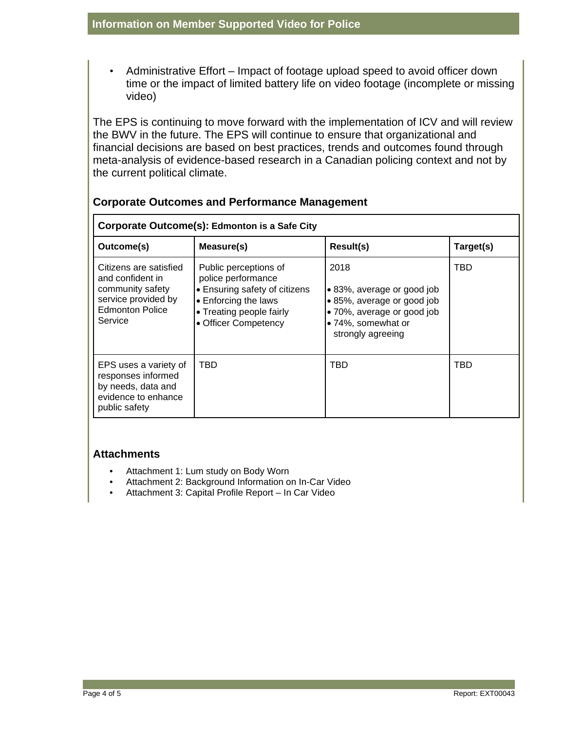- Administrative Effort – Impact of footage upload speed to avoid officer down time or the impact of limited battery life on video footage (incomplete or missing video)

The EPS is continuing to move forward with the implementation of ICV and will review the BWV in the future. The EPS will continue to ensure that organizational and financial decisions are based on best practices, trends and outcomes found through meta-analysis of evidence-based research in a Canadian policing context and not by the current political climate.

## Corporate Outcomes and Performance Management

| **Corporate Outcome(s): Edmonton is a Safe City** | | | |
|---|---|---|---|
| **Outcome(s)** | **Measure(s)** | **Result(s)** | **Target(s)** |
| Citizens are satisfied and confident in community safety service provided by Edmonton Police Service | Public perceptions of police performance<br>• Ensuring safety of citizens<br>• Enforcing the laws<br>• Treating people fairly<br>• Officer Competency | 2018<br>• 83%, average or good job<br>• 85%, average or good job<br>• 70%, average or good job<br>• 74%, somewhat or strongly agreeing | TBD |
| EPS uses a variety of responses informed by needs, data and evidence to enhance public safety | TBD | TBD | TBD |

## Attachments

- Attachment 1: Lum study on Body Worn
- Attachment 2: Background Information on In-Car Video
- Attachment 3: Capital Profile Report – In Car Video